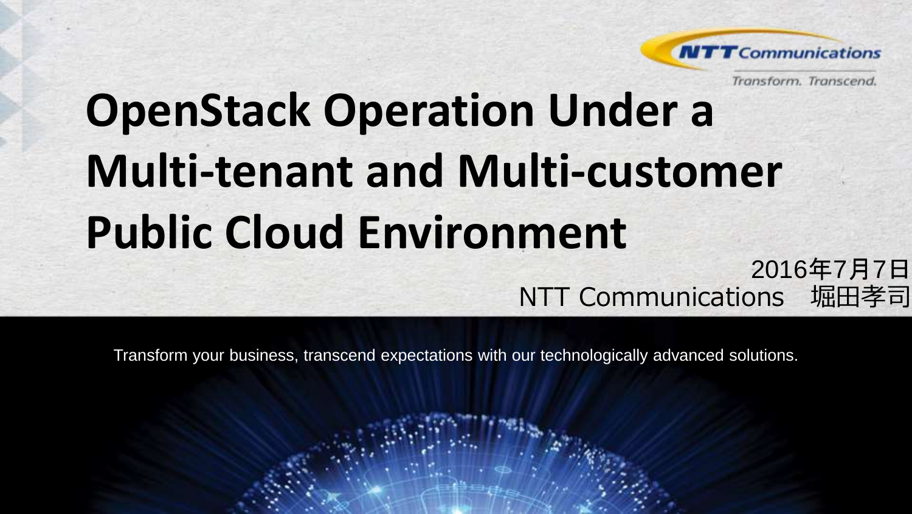NTT Communications

Transform. Transcend.

# OpenStack Operation Under a Multi-tenant and Multi-customer Public Cloud Environment

2016年7月7日

NTT Communications　堀田孝司

Transform your business, transcend expectations with our technologically advanced solutions.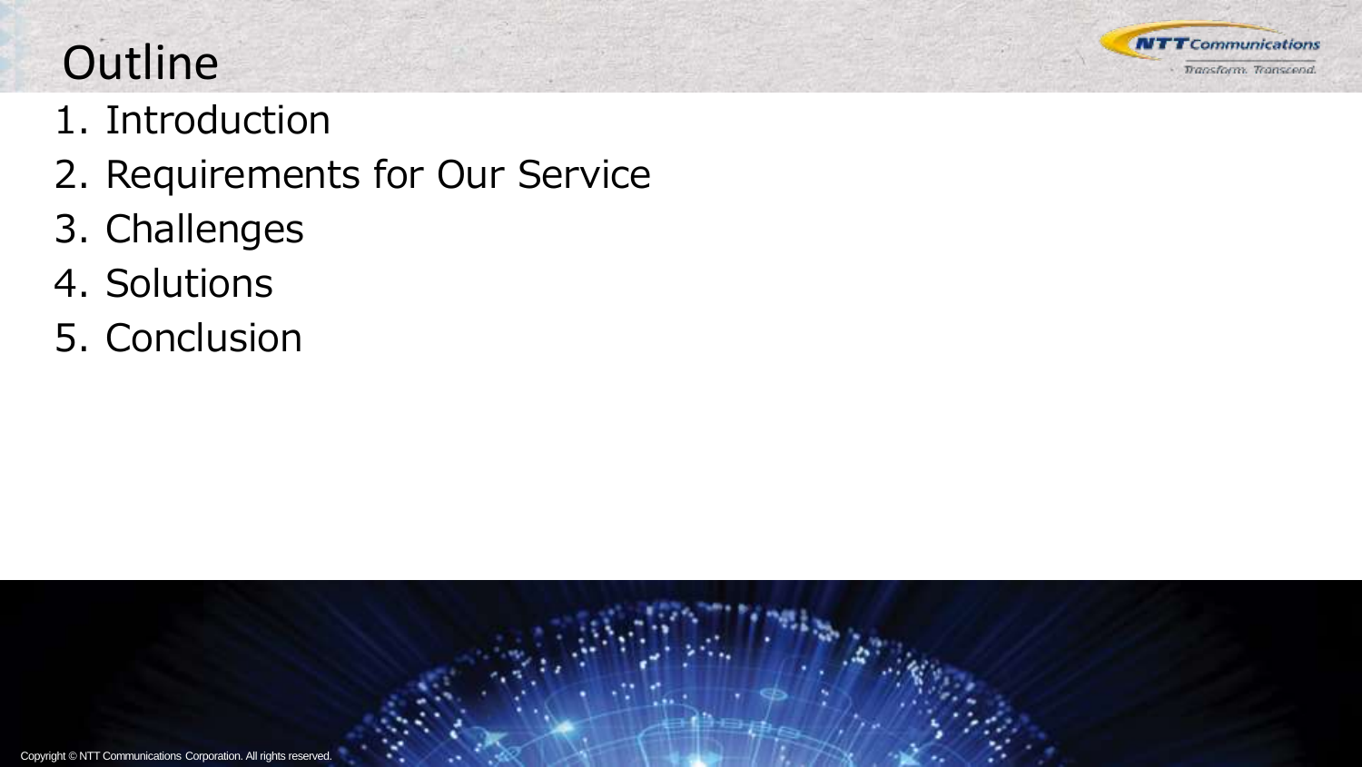# Outline

1. Introduction
2. Requirements for Our Service
3. Challenges
4. Solutions
5. Conclusion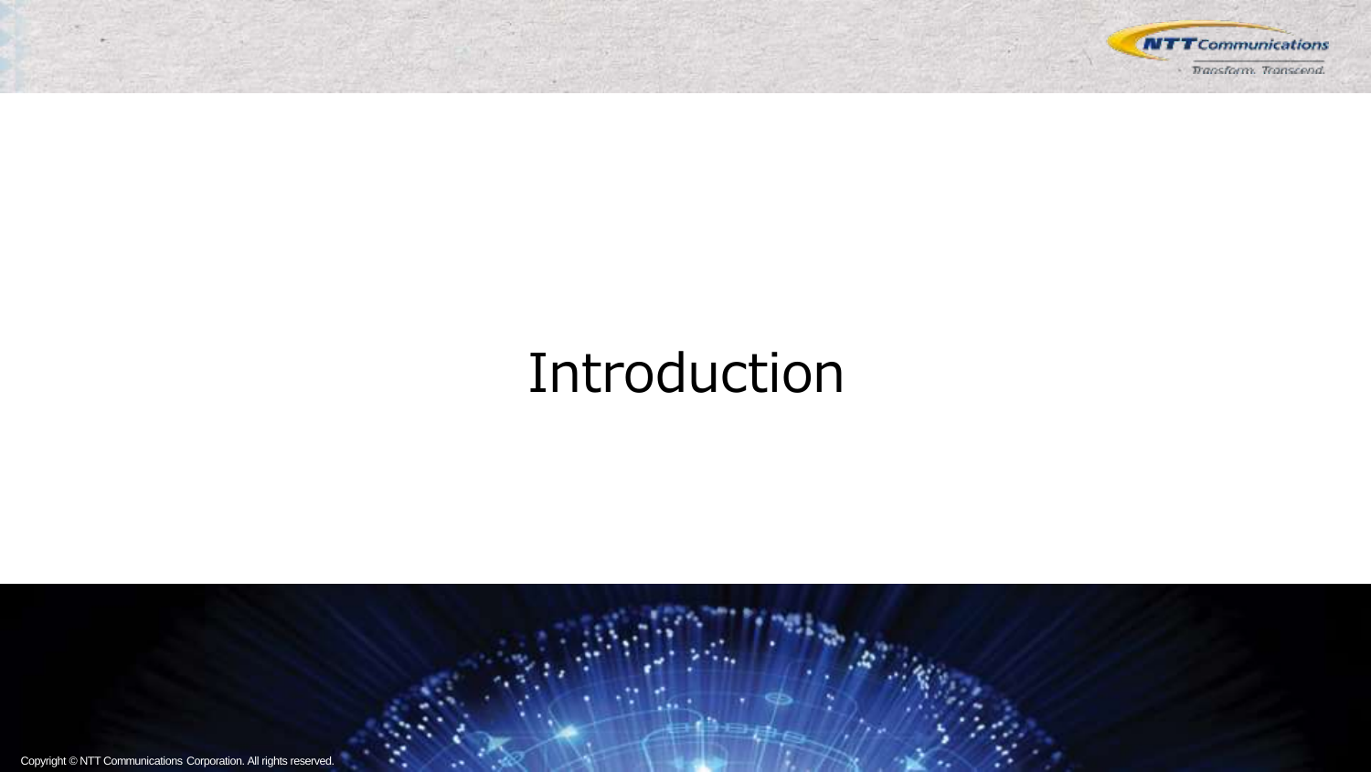# Introduction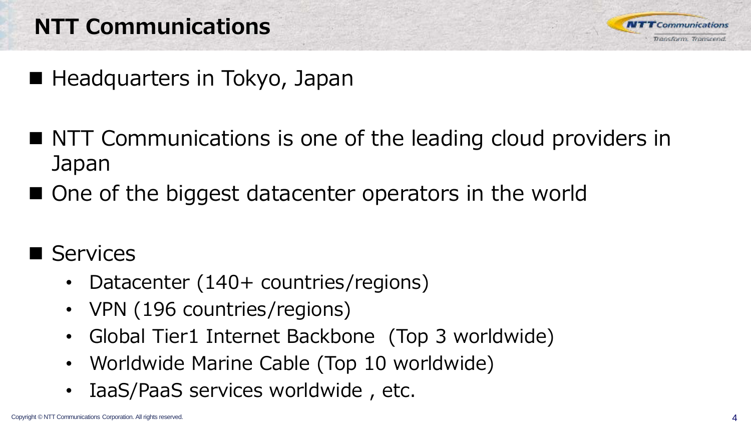# NTT Communications

- Headquarters in Tokyo, Japan

- NTT Communications is one of the leading cloud providers in Japan
- One of the biggest datacenter operators in the world

- Services
  - Datacenter (140+ countries/regions)
  - VPN (196 countries/regions)
  - Global Tier1 Internet Backbone (Top 3 worldwide)
  - Worldwide Marine Cable (Top 10 worldwide)
  - IaaS/PaaS services worldwide , etc.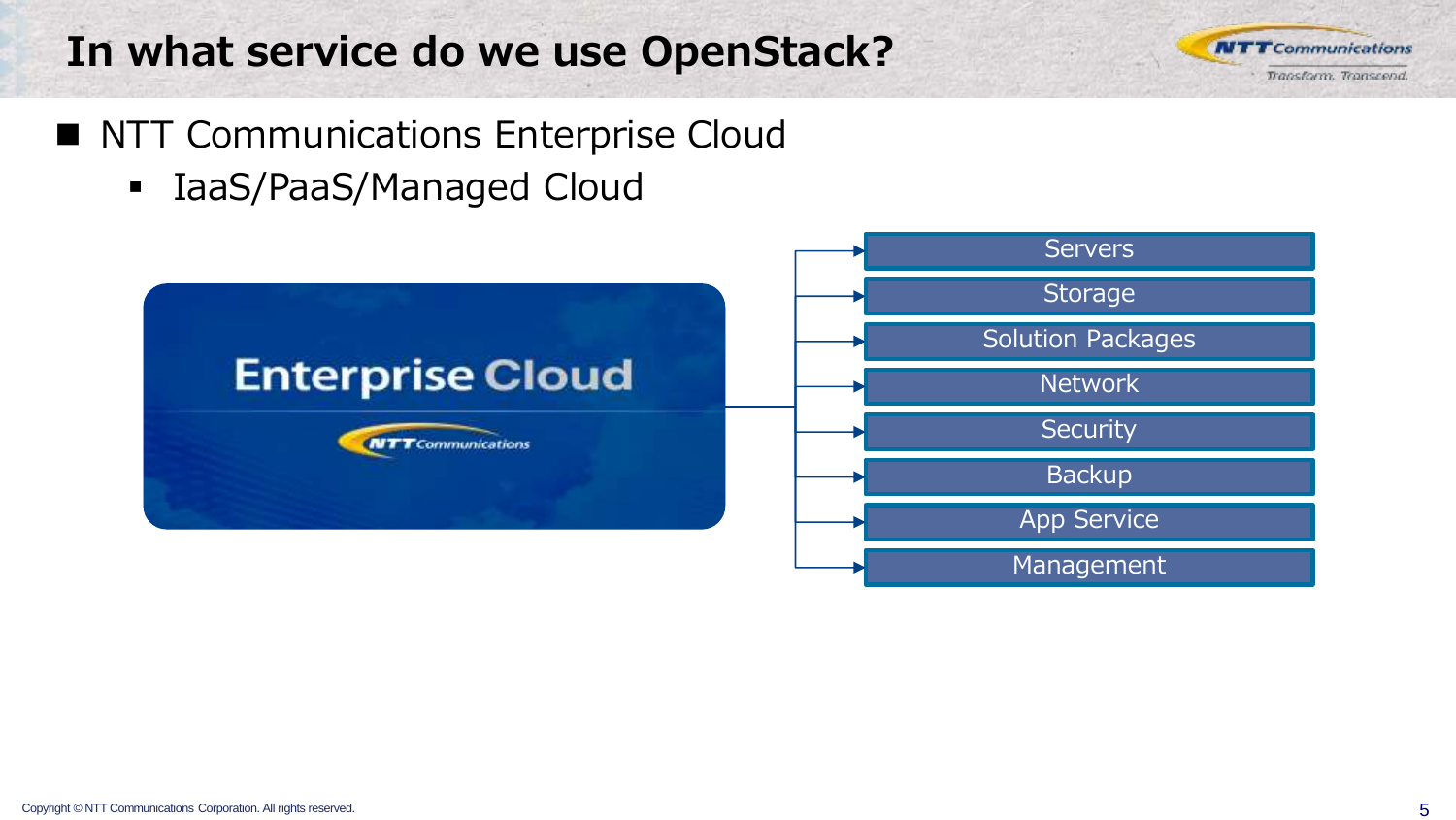# In what service do we use OpenStack?

- NTT Communications Enterprise Cloud
  - IaaS/PaaS/Managed Cloud

Enterprise Cloud

- Servers
- Storage
- Solution Packages
- Network
- Security
- Backup
- App Service
- Management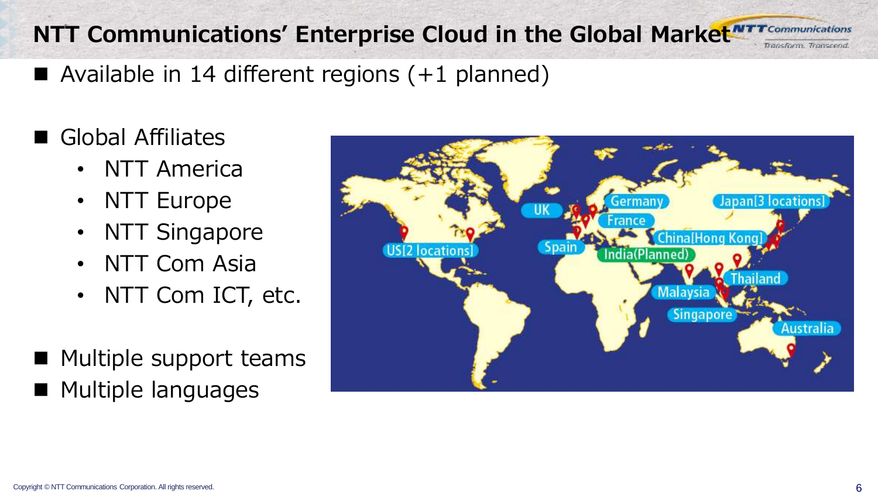# NTT Communications' Enterprise Cloud in the Global Market

- Available in 14 different regions (+1 planned)

- Global Affiliates
  - NTT America
  - NTT Europe
  - NTT Singapore
  - NTT Com Asia
  - NTT Com ICT, etc.

- Multiple support teams
- Multiple languages

US[2 locations] | UK | Germany | France | Spain | India(Planned) | China[Hong Kong] | Japan[3 locations] | Thailand | Malaysia | Singapore | Australia

Copyright © NTT Communications Corporation. All rights reserved.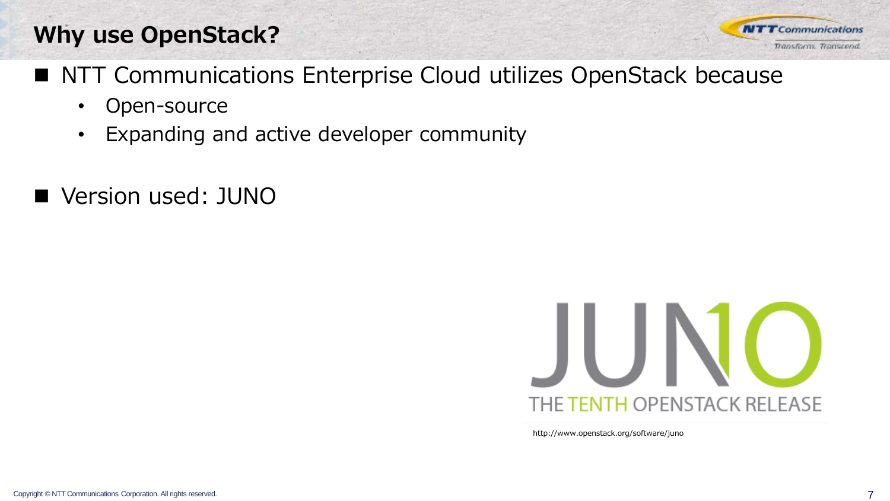# Why use OpenStack?

- NTT Communications Enterprise Cloud utilizes OpenStack because
  - Open-source
  - Expanding and active developer community

- Version used: JUNO

JUNO

THE TENTH OPENSTACK RELEASE

http://www.openstack.org/software/juno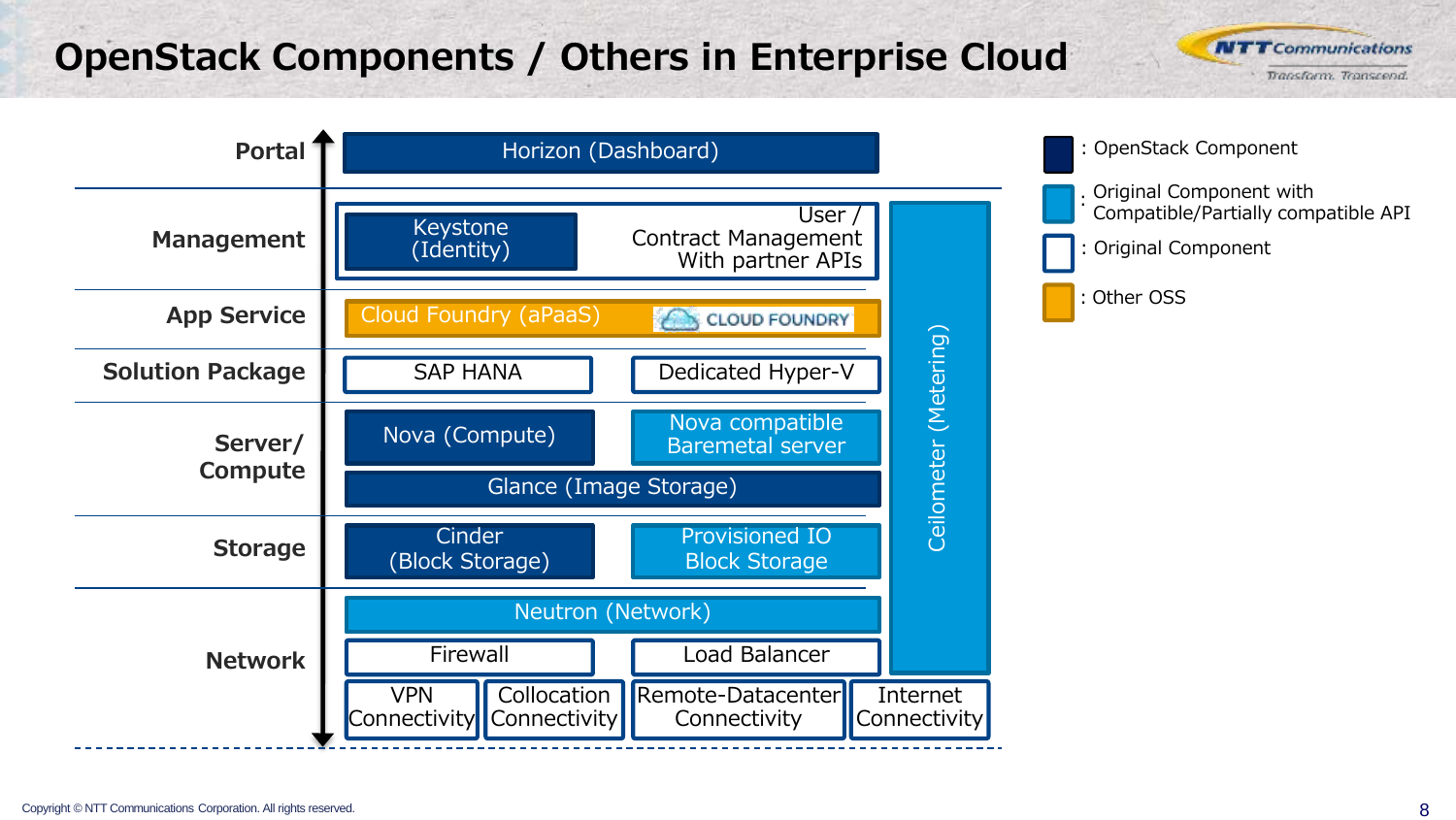# OpenStack Components / Others in Enterprise Cloud

| Layer | Components |
| --- | --- |
| Portal | Horizon (Dashboard) |
| Management | Keystone (Identity); User / Contract Management With partner APIs |
| App Service | Cloud Foundry (aPaaS) |
| Solution Package | SAP HANA; Dedicated Hyper-V |
| Server/ Compute | Nova (Compute); Nova compatible Baremetal server; Glance (Image Storage) |
| Storage | Cinder (Block Storage); Provisioned IO Block Storage |
| Network | Neutron (Network); Firewall; Load Balancer; VPN Connectivity; Collocation Connectivity; Remote-Datacenter Connectivity; Internet Connectivity |

Ceilometer (Metering)

- : OpenStack Component
- : Original Component with Compatible/Partially compatible API
- : Original Component
- : Other OSS

Copyright © NTT Communications Corporation. All rights reserved.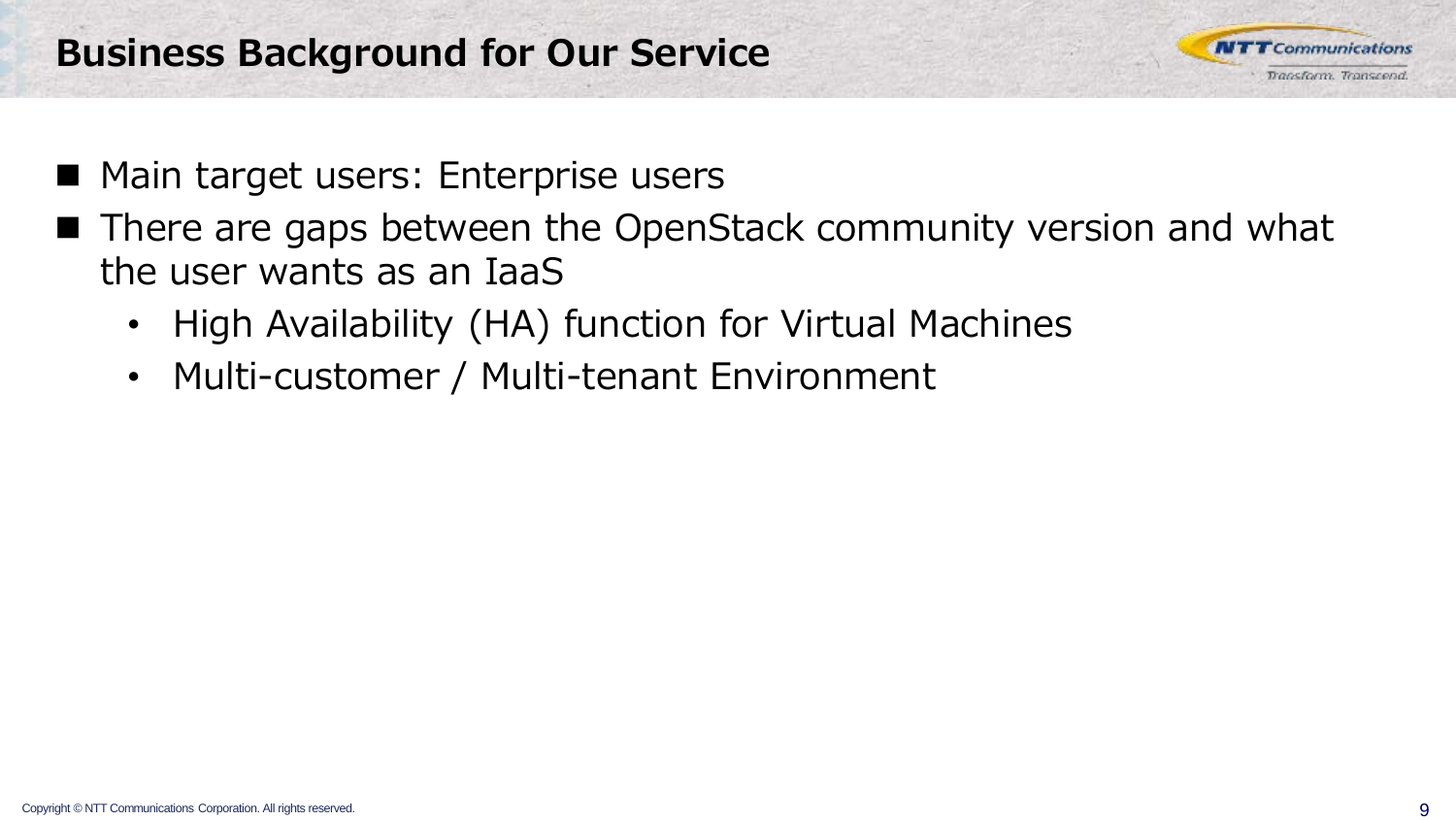# Business Background for Our Service

- Main target users: Enterprise users
- There are gaps between the OpenStack community version and what the user wants as an IaaS
  - High Availability (HA) function for Virtual Machines
  - Multi-customer / Multi-tenant Environment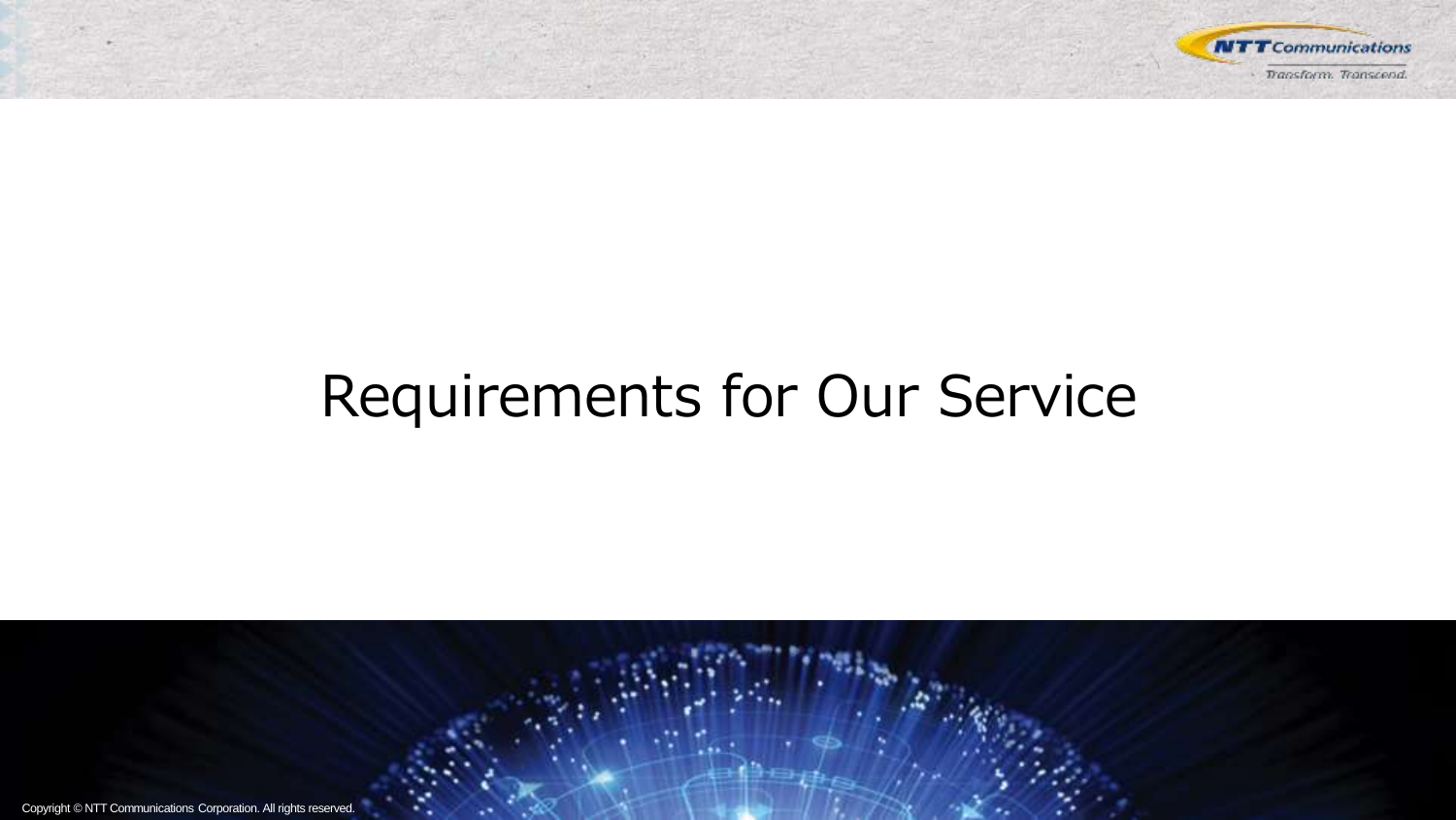# Requirements for Our Service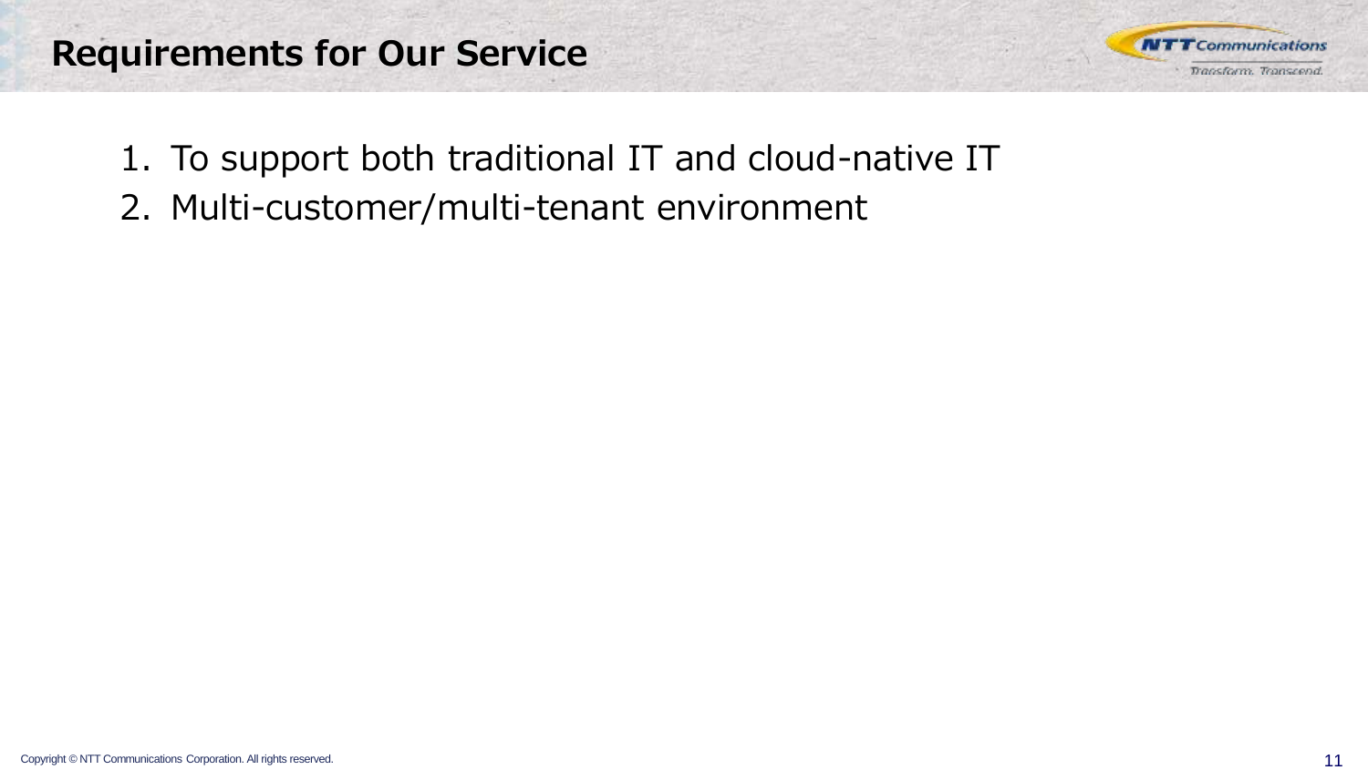# Requirements for Our Service

1. To support both traditional IT and cloud-native IT
2. Multi-customer/multi-tenant environment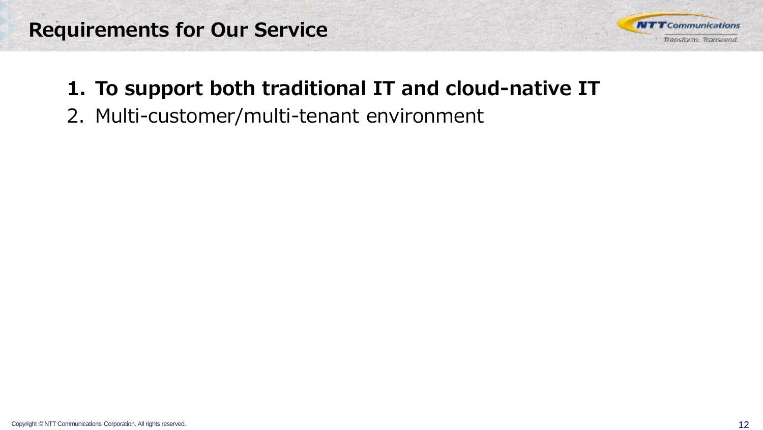# Requirements for Our Service

1. **To support both traditional IT and cloud-native IT**
2. Multi-customer/multi-tenant environment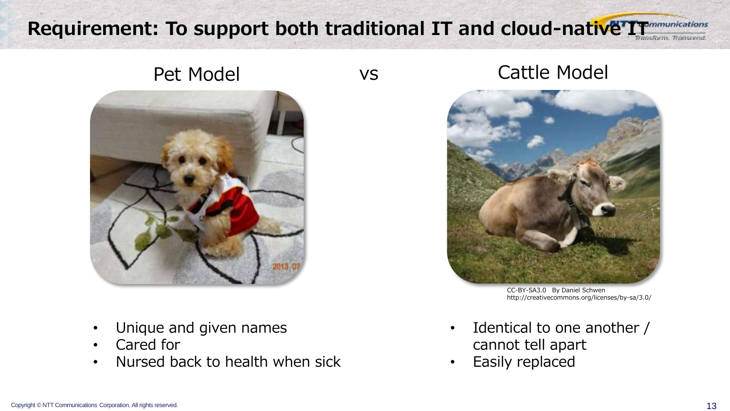# Requirement: To support both traditional IT and cloud-native IT

| Pet Model | vs | Cattle Model |
| --- | --- | --- |

CC-BY-SA3.0 By Daniel Schwen
http://creativecommons.org/licenses/by-sa/3.0/

**Pet Model**

- Unique and given names
- Cared for
- Nursed back to health when sick

**Cattle Model**

- Identical to one another / cannot tell apart
- Easily replaced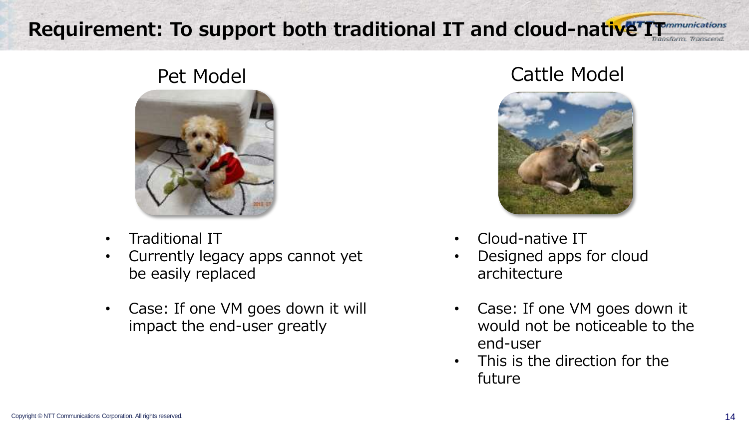# Requirement: To support both traditional IT and cloud-native IT

## Pet Model

- Traditional IT
- Currently legacy apps cannot yet be easily replaced
- Case: If one VM goes down it will impact the end-user greatly

## Cattle Model

- Cloud-native IT
- Designed apps for cloud architecture
- Case: If one VM goes down it would not be noticeable to the end-user
- This is the direction for the future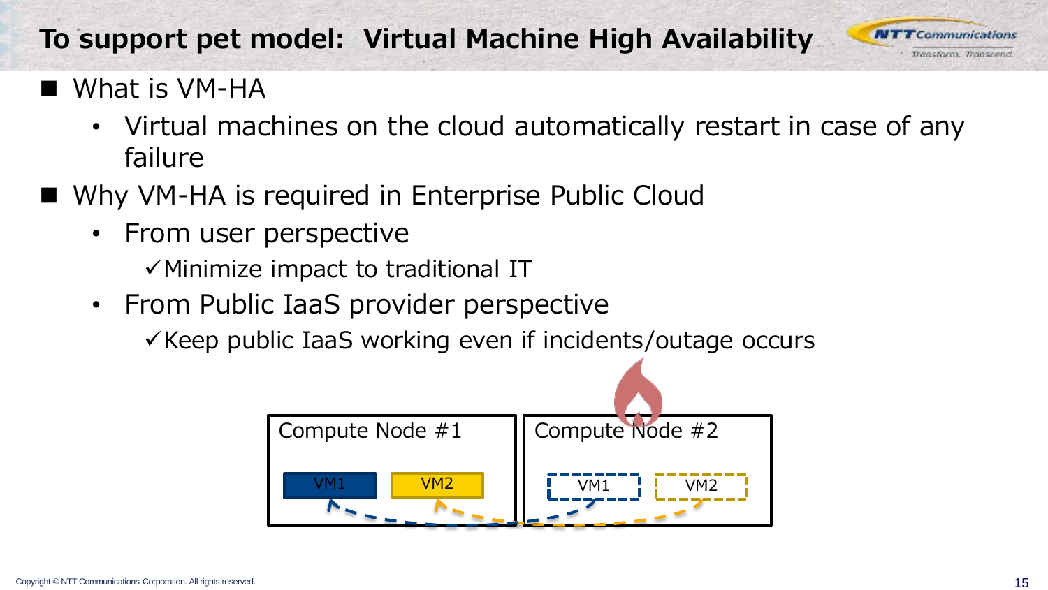# To support pet model: Virtual Machine High Availability

- What is VM-HA
  - Virtual machines on the cloud automatically restart in case of any failure
- Why VM-HA is required in Enterprise Public Cloud
  - From user perspective
    - ✓Minimize impact to traditional IT
  - From Public IaaS provider perspective
    - ✓Keep public IaaS working even if incidents/outage occurs

Compute Node #1: VM1, VM2

Compute Node #2: VM1, VM2

Copyright © NTT Communications Corporation. All rights reserved.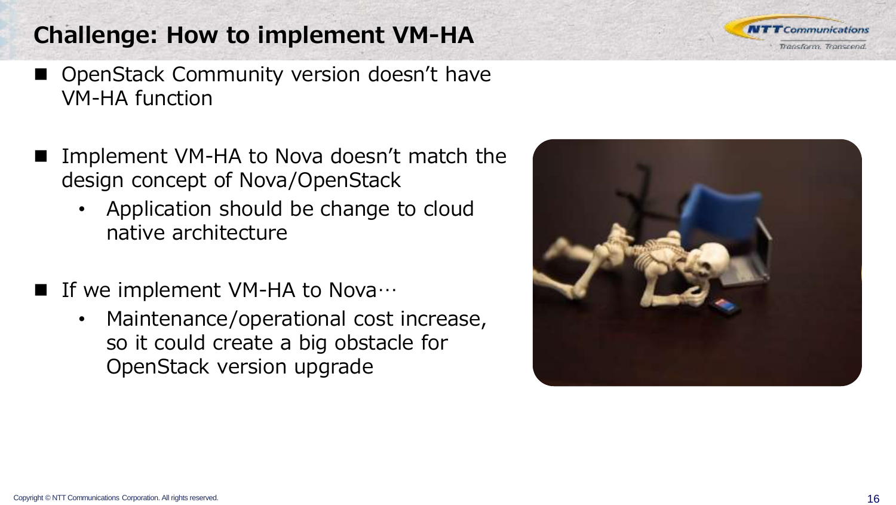## Challenge: How to implement VM-HA

- OpenStack Community version doesn't have VM-HA function

- Implement VM-HA to Nova doesn't match the design concept of Nova/OpenStack
  - Application should be change to cloud native architecture

- If we implement VM-HA to Nova…
  - Maintenance/operational cost increase, so it could create a big obstacle for OpenStack version upgrade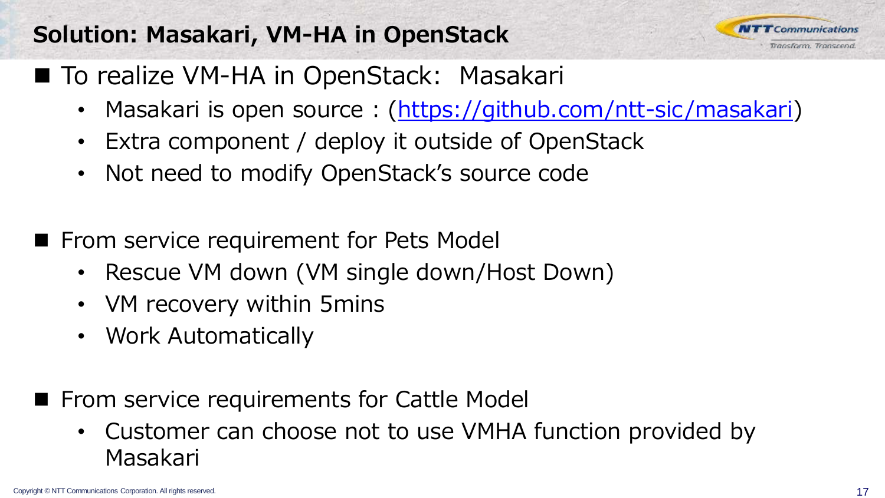# Solution: Masakari, VM-HA in OpenStack

- To realize VM-HA in OpenStack: Masakari
  - Masakari is open source : (https://github.com/ntt-sic/masakari)
  - Extra component / deploy it outside of OpenStack
  - Not need to modify OpenStack's source code

- From service requirement for Pets Model
  - Rescue VM down (VM single down/Host Down)
  - VM recovery within 5mins
  - Work Automatically

- From service requirements for Cattle Model
  - Customer can choose not to use VMHA function provided by Masakari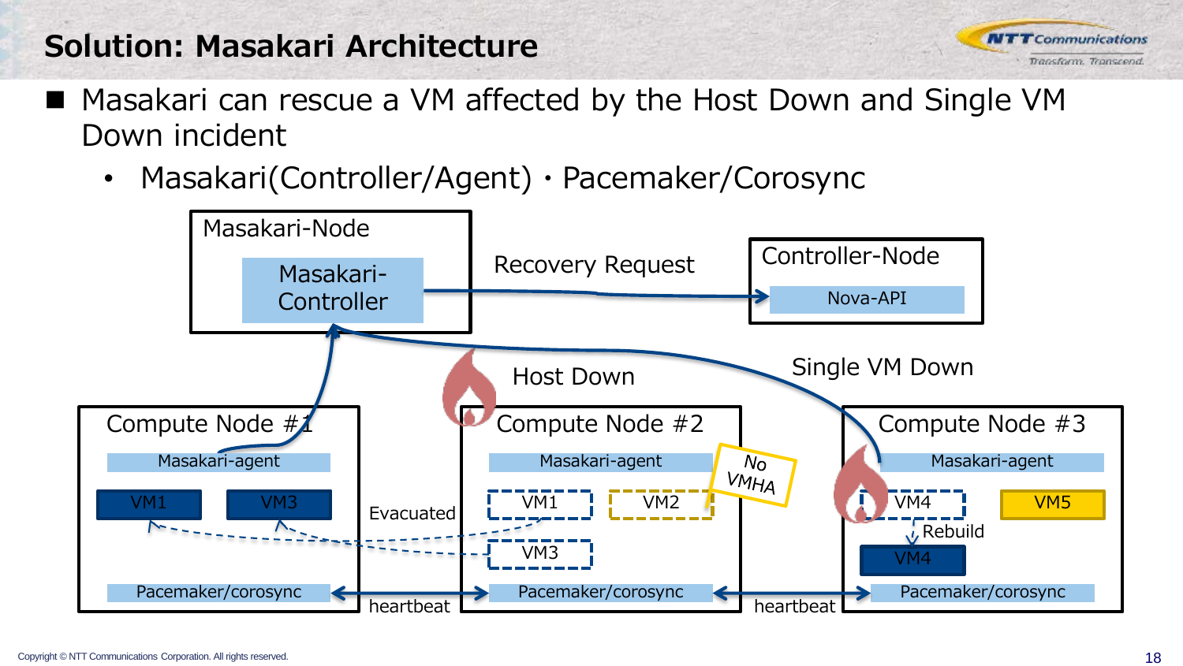## Solution: Masakari Architecture

- Masakari can rescue a VM affected by the Host Down and Single VM Down incident
  - Masakari(Controller/Agent)・Pacemaker/Corosync

Masakari-Node

Masakari-Controller

Recovery Request

Controller-Node

Nova-API

Host Down

Single VM Down

Compute Node #1

Masakari-agent

VM1 VM3

Pacemaker/corosync

Evacuated

heartbeat

Compute Node #2

Masakari-agent

No VMHA

VM1 VM2

VM3

Pacemaker/corosync

heartbeat

Compute Node #3

Masakari-agent

VM4 VM5

Rebuild

VM4

Pacemaker/corosync

Copyright © NTT Communications Corporation. All rights reserved.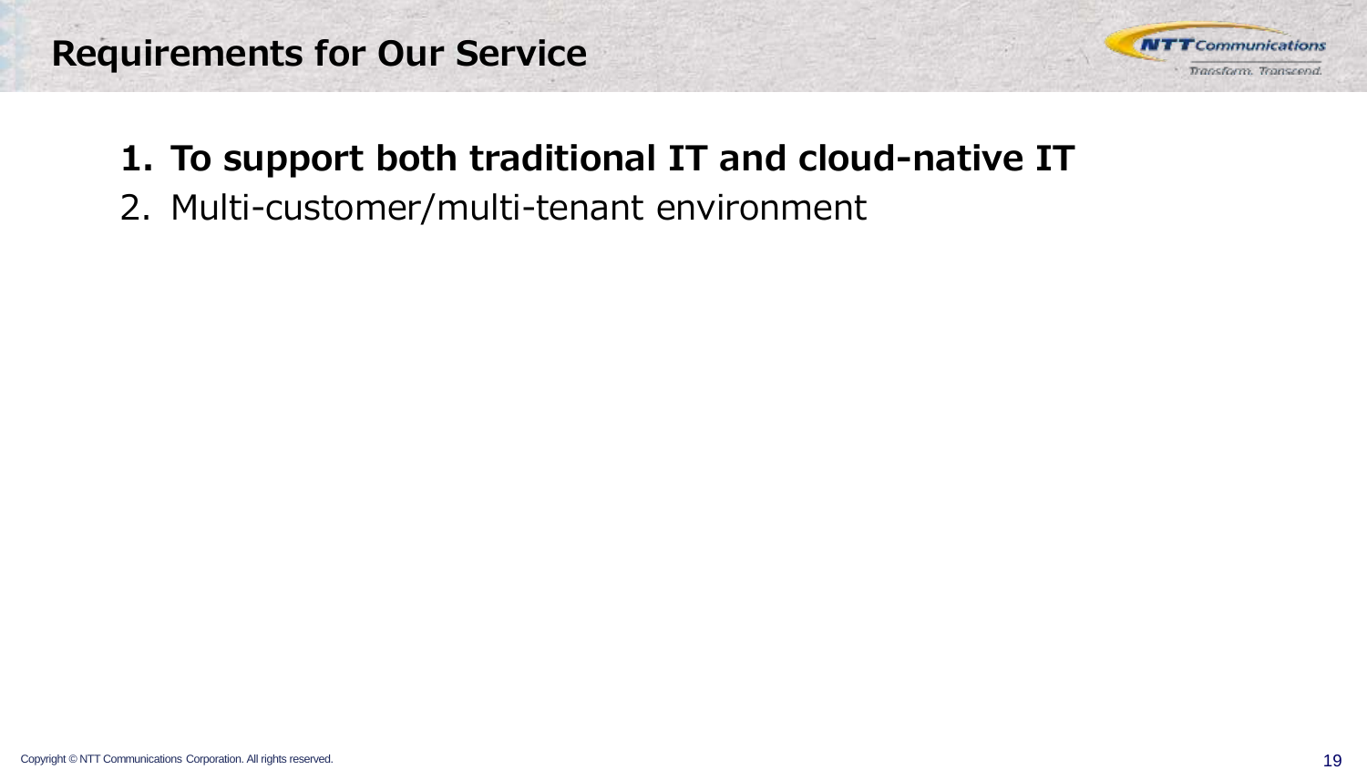# Requirements for Our Service

1. **To support both traditional IT and cloud-native IT**
2. Multi-customer/multi-tenant environment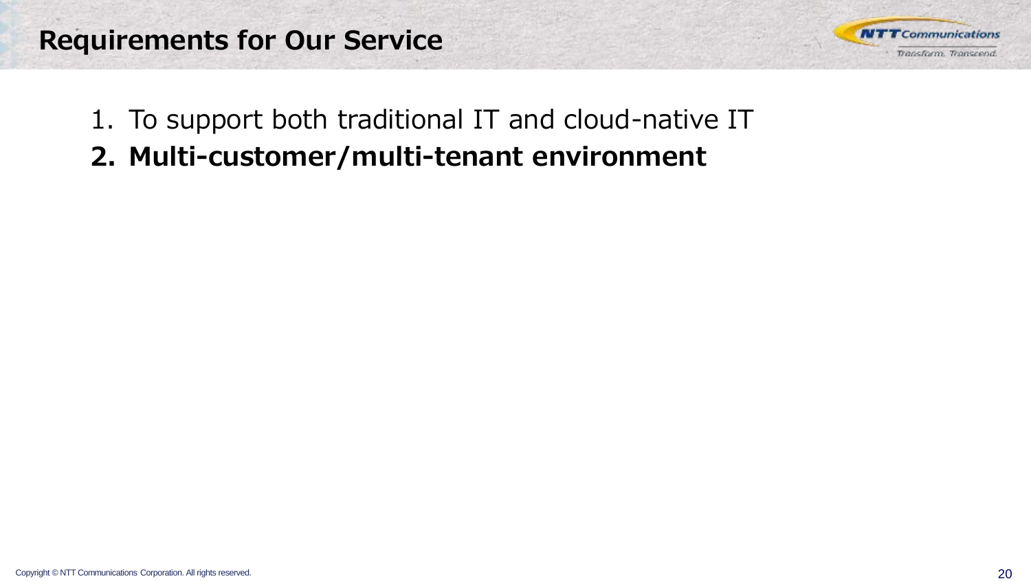# Requirements for Our Service

1. To support both traditional IT and cloud-native IT
2. **Multi-customer/multi-tenant environment**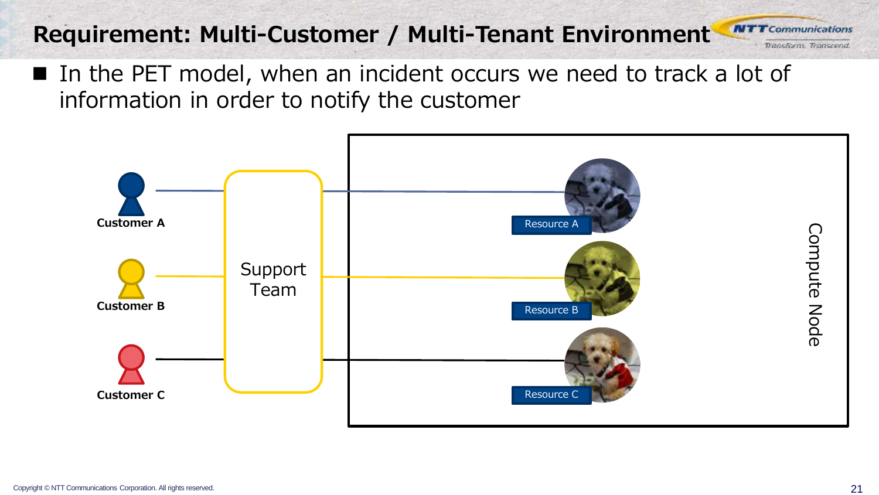# Requirement: Multi-Customer / Multi-Tenant Environment

- In the PET model, when an incident occurs we need to track a lot of information in order to notify the customer

Customer A

Customer B

Customer C

Support Team

Resource A

Resource B

Resource C

Compute Node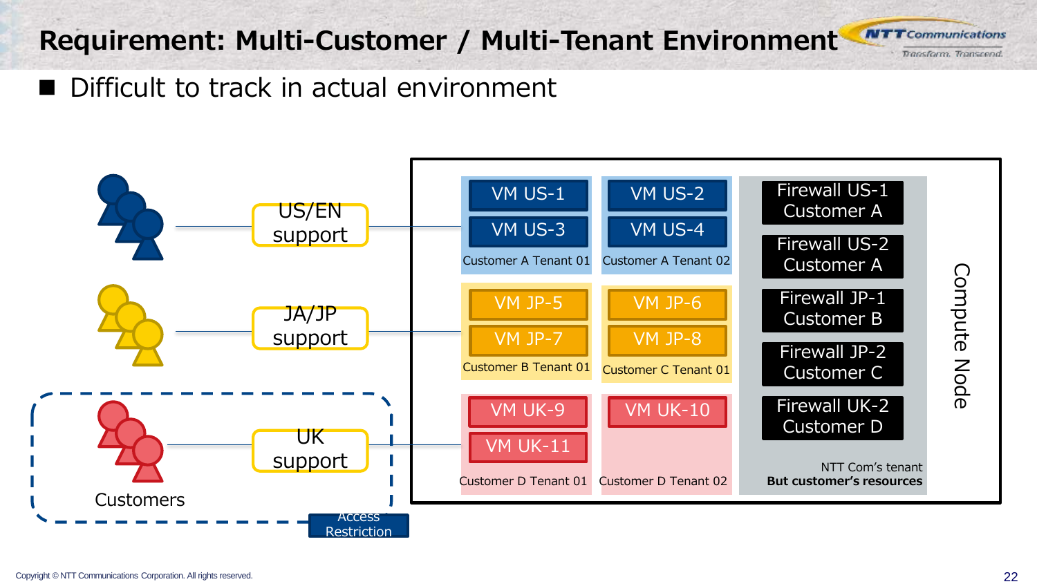# Requirement: Multi-Customer / Multi-Tenant Environment

- Difficult to track in actual environment

US/EN support

JA/JP support

UK support

Customers

Access Restriction

Compute Node

VM US-1
VM US-3
Customer A Tenant 01

VM US-2
VM US-4
Customer A Tenant 02

VM JP-5
VM JP-7
Customer B Tenant 01

VM JP-6
VM JP-8
Customer C Tenant 01

VM UK-9
VM UK-11
Customer D Tenant 01

VM UK-10
Customer D Tenant 02

Firewall US-1 Customer A

Firewall US-2 Customer A

Firewall JP-1 Customer B

Firewall JP-2 Customer C

Firewall UK-2 Customer D

NTT Com's tenant
**But customer's resources**

Copyright © NTT Communications Corporation. All rights reserved.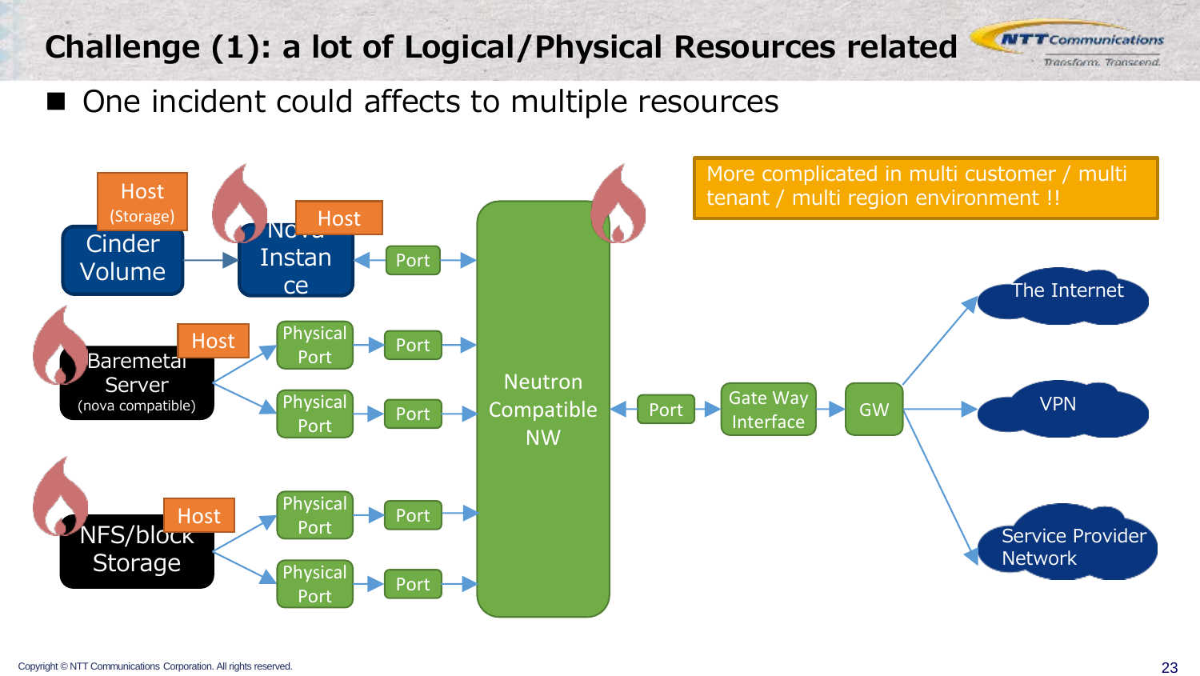# Challenge (1): a lot of Logical/Physical Resources related

- One incident could affects to multiple resources

More complicated in multi customer / multi tenant / multi region environment !!

Host (Storage)
Cinder Volume

Host
Nova Instance

Port

Host
Baremetal Server (nova compatible)

Physical Port
Port

Physical Port
Port

Host
NFS/block Storage

Physical Port
Port

Physical Port
Port

Neutron Compatible NW

Port
Gate Way Interface
GW

The Internet
VPN
Service Provider Network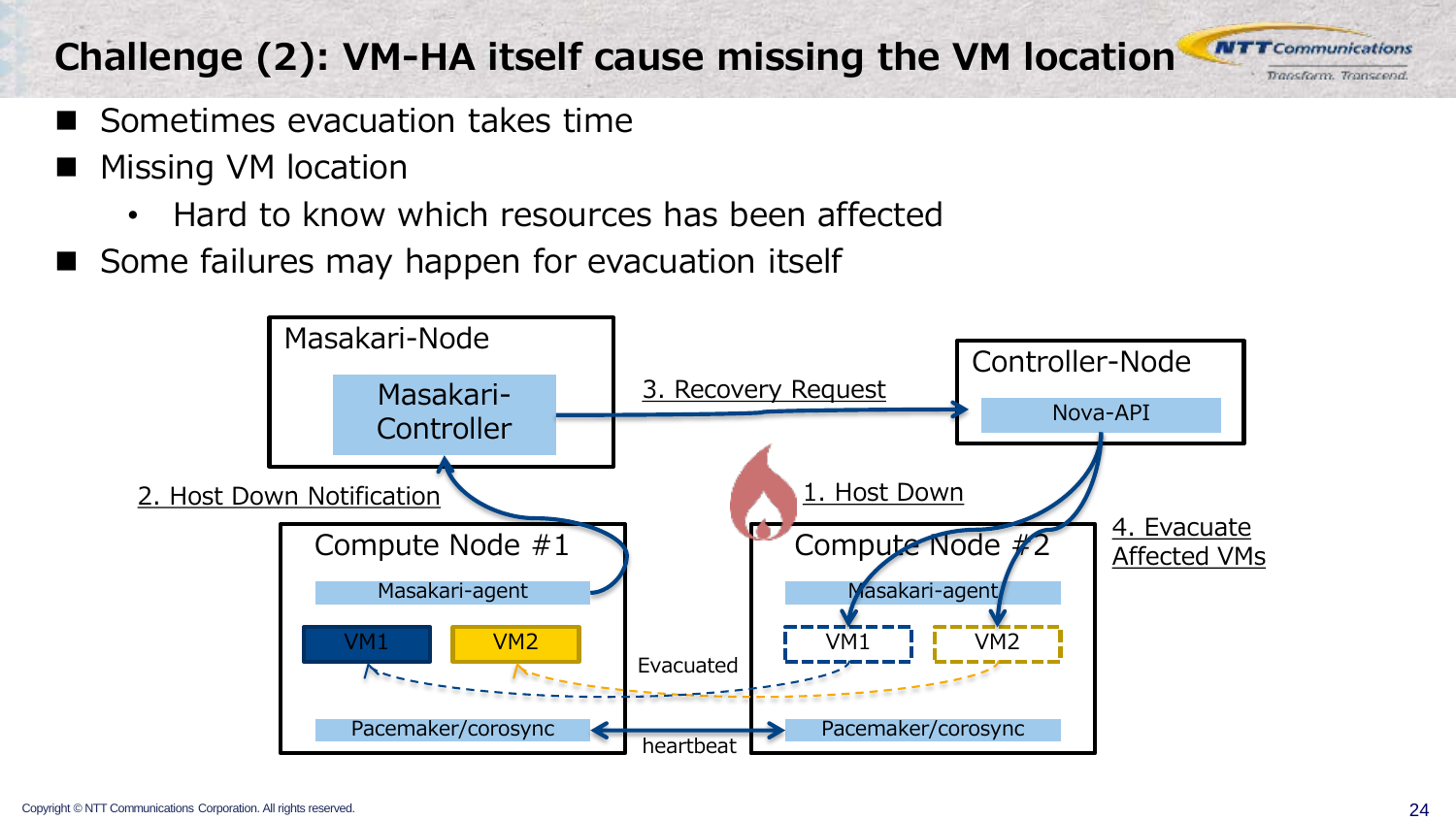# Challenge (2): VM-HA itself cause missing the VM location

- Sometimes evacuation takes time
- Missing VM location
  - Hard to know which resources has been affected
- Some failures may happen for evacuation itself

Masakari-Node

Masakari-Controller

3. Recovery Request

Controller-Node

Nova-API

2. Host Down Notification

1. Host Down

4. Evacuate Affected VMs

Compute Node #1

Masakari-agent

VM1

VM2

Pacemaker/corosync

Evacuated

heartbeat

Compute Node #2

Masakari-agent

VM1

VM2

Pacemaker/corosync

Copyright © NTT Communications Corporation. All rights reserved.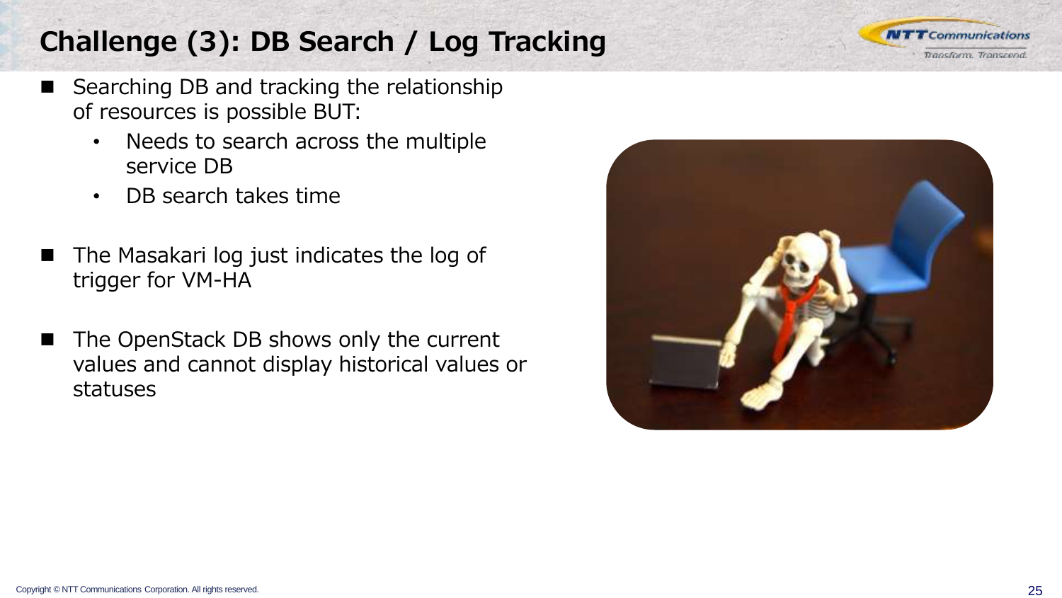# Challenge (3): DB Search / Log Tracking

- Searching DB and tracking the relationship of resources is possible BUT:
  - Needs to search across the multiple service DB
  - DB search takes time
- The Masakari log just indicates the log of trigger for VM-HA
- The OpenStack DB shows only the current values and cannot display historical values or statuses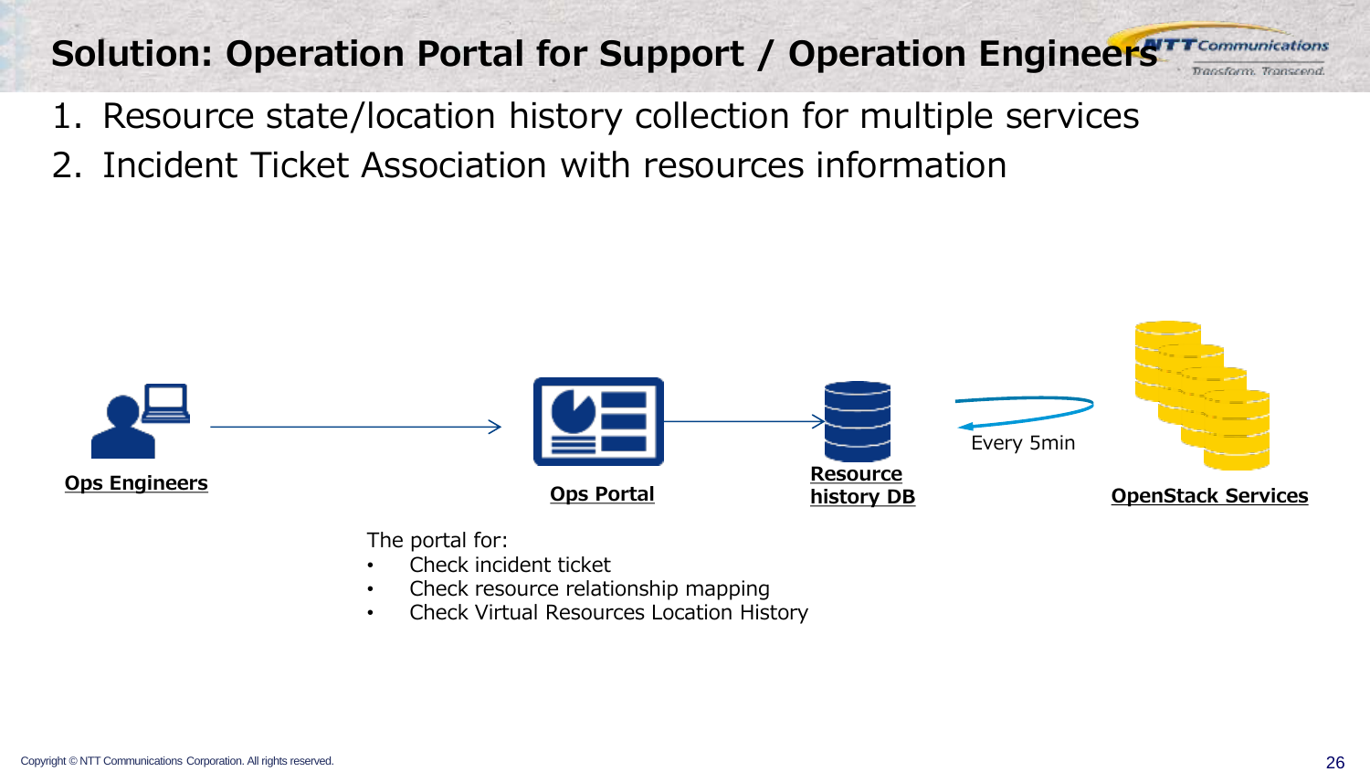# Solution: Operation Portal for Support / Operation Engineers

1. Resource state/location history collection for multiple services
2. Incident Ticket Association with resources information

**Ops Engineers** → **Ops Portal** → **Resource history DB** ← Every 5min → **OpenStack Services**

The portal for:

- Check incident ticket
- Check resource relationship mapping
- Check Virtual Resources Location History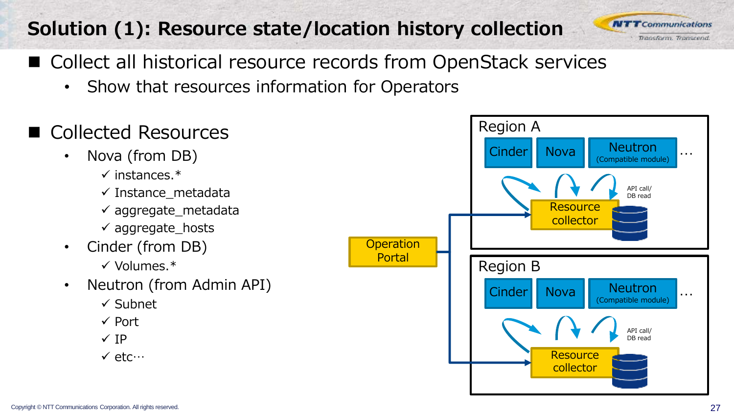# Solution (1): Resource state/location history collection

- Collect all historical resource records from OpenStack services
  - Show that resources information for Operators

- Collected Resources
  - Nova (from DB)
    - ✓ instances.*
    - ✓ Instance_metadata
    - ✓ aggregate_metadata
    - ✓ aggregate_hosts
  - Cinder (from DB)
    - ✓ Volumes.*
  - Neutron (from Admin API)
    - ✓ Subnet
    - ✓ Port
    - ✓ IP
    - ✓ etc…

Operation Portal

Region A: Cinder, Nova, Neutron (Compatible module) … — API call/ DB read — Resource collector

Region B: Cinder, Nova, Neutron (Compatible module) … — API call/ DB read — Resource collector

Copyright © NTT Communications Corporation. All rights reserved.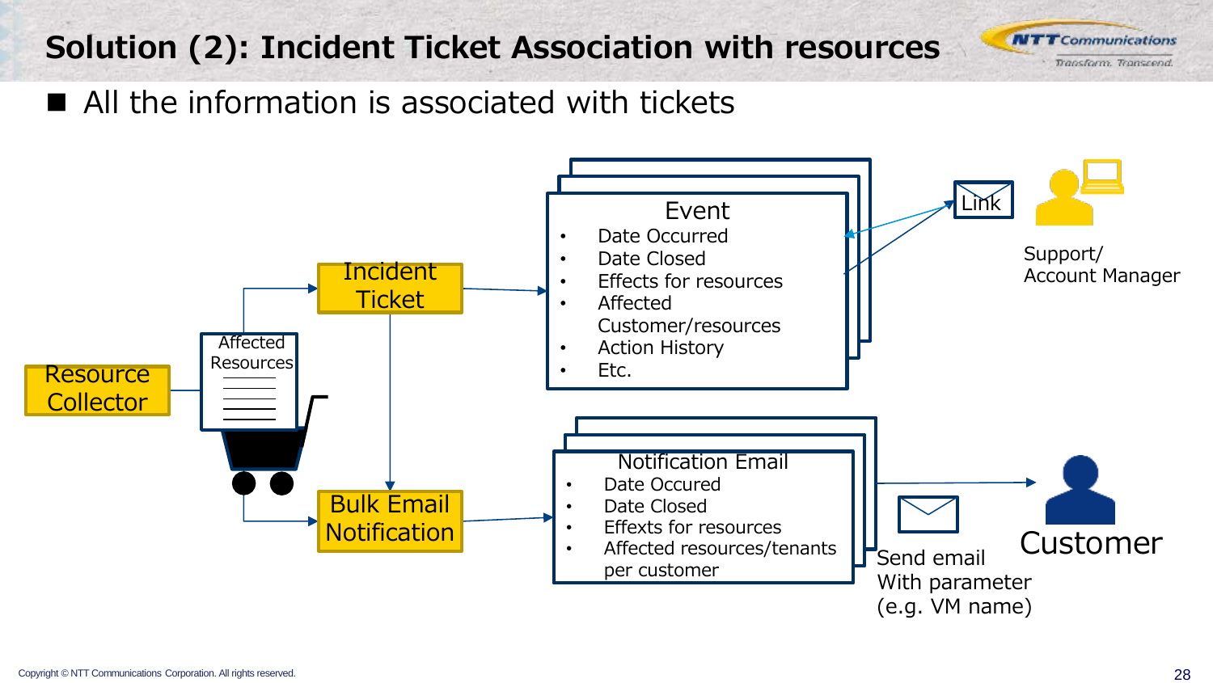# Solution (2): Incident Ticket Association with resources

- All the information is associated with tickets

Resource Collector

Affected Resources

Incident Ticket

Bulk Email Notification

Event
- Date Occurred
- Date Closed
- Effects for resources
- Affected Customer/resources
- Action History
- Etc.

Link

Support/ Account Manager

Notification Email
- Date Occured
- Date Closed
- Effexts for resources
- Affected resources/tenants per customer

Send email With parameter (e.g. VM name)

Customer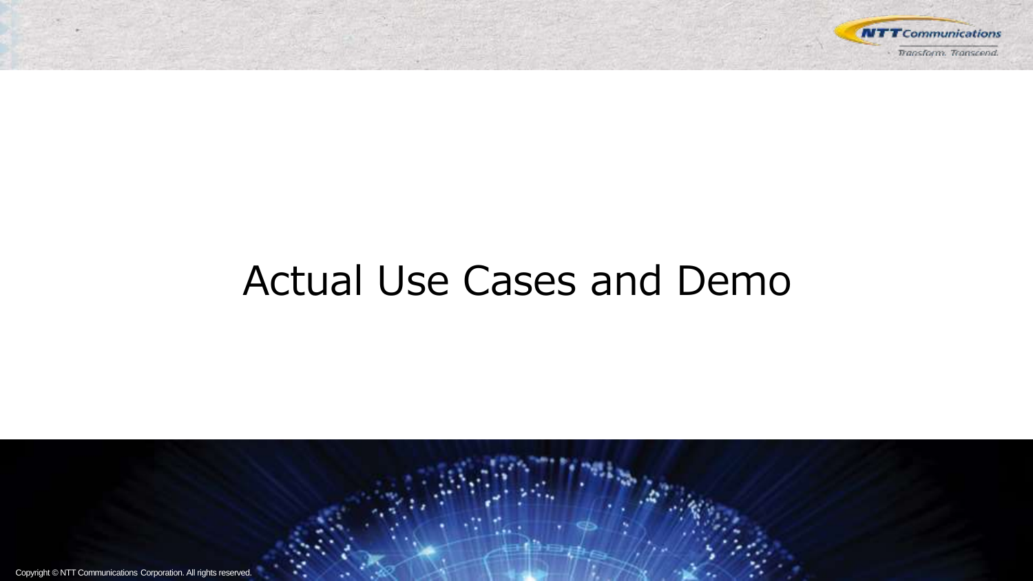# Actual Use Cases and Demo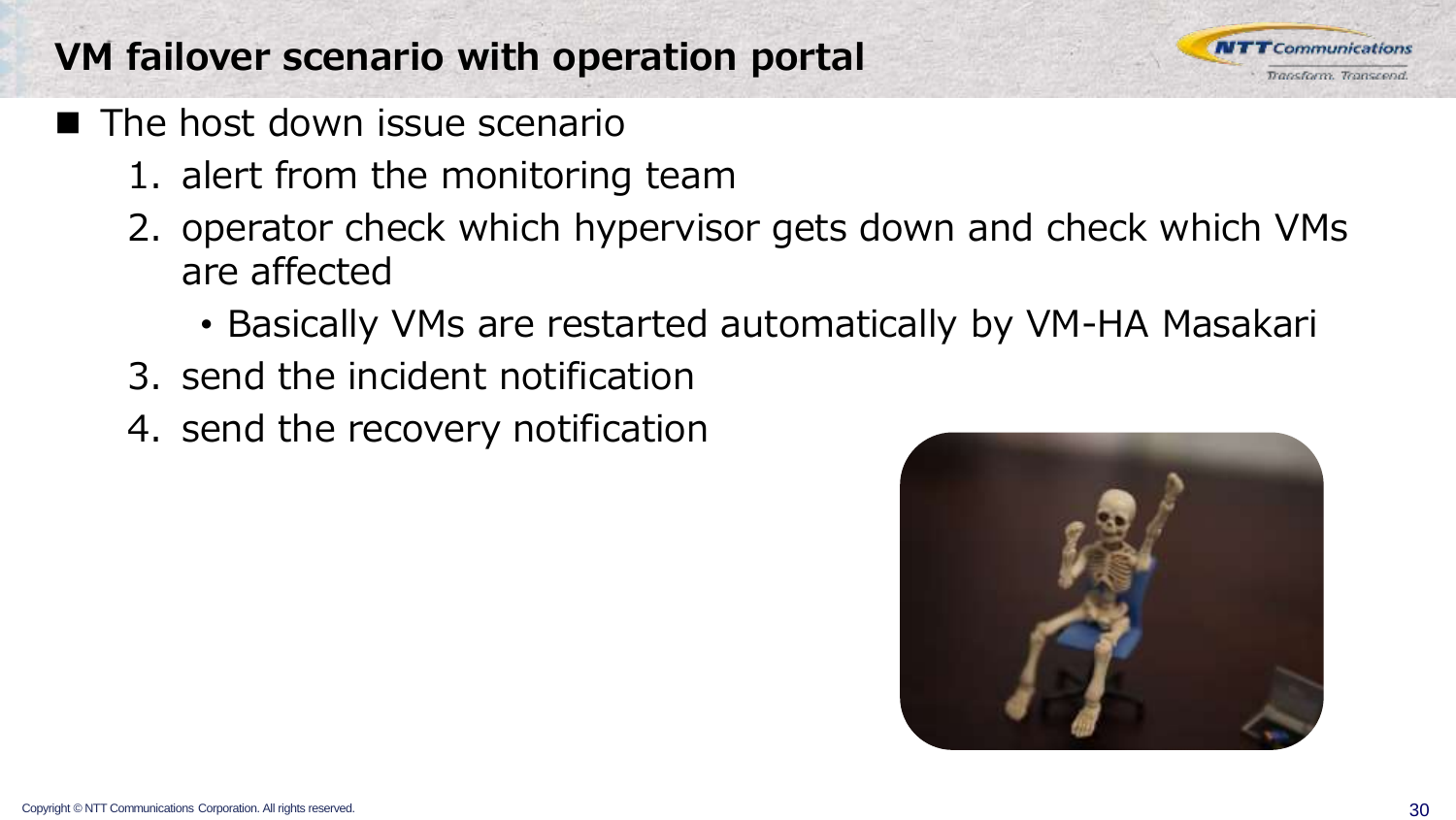# VM failover scenario with operation portal

- The host down issue scenario
  1. alert from the monitoring team
  2. operator check which hypervisor gets down and check which VMs are affected
     - Basically VMs are restarted automatically by VM-HA Masakari
  3. send the incident notification
  4. send the recovery notification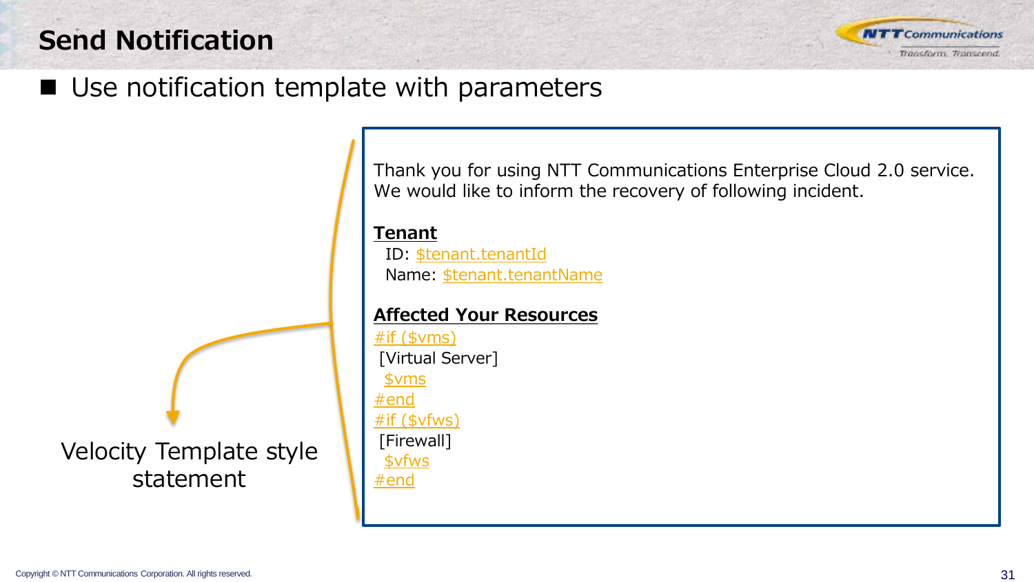# Send Notification

- Use notification template with parameters

Velocity Template style statement

```
Thank you for using NTT Communications Enterprise Cloud 2.0 service.
We would like to inform the recovery of following incident.

Tenant
  ID: $tenant.tenantId
  Name: $tenant.tenantName

Affected Your Resources
#if ($vms)
 [Virtual Server]
  $vms
#end
#if ($vfws)
 [Firewall]
  $vfws
#end
```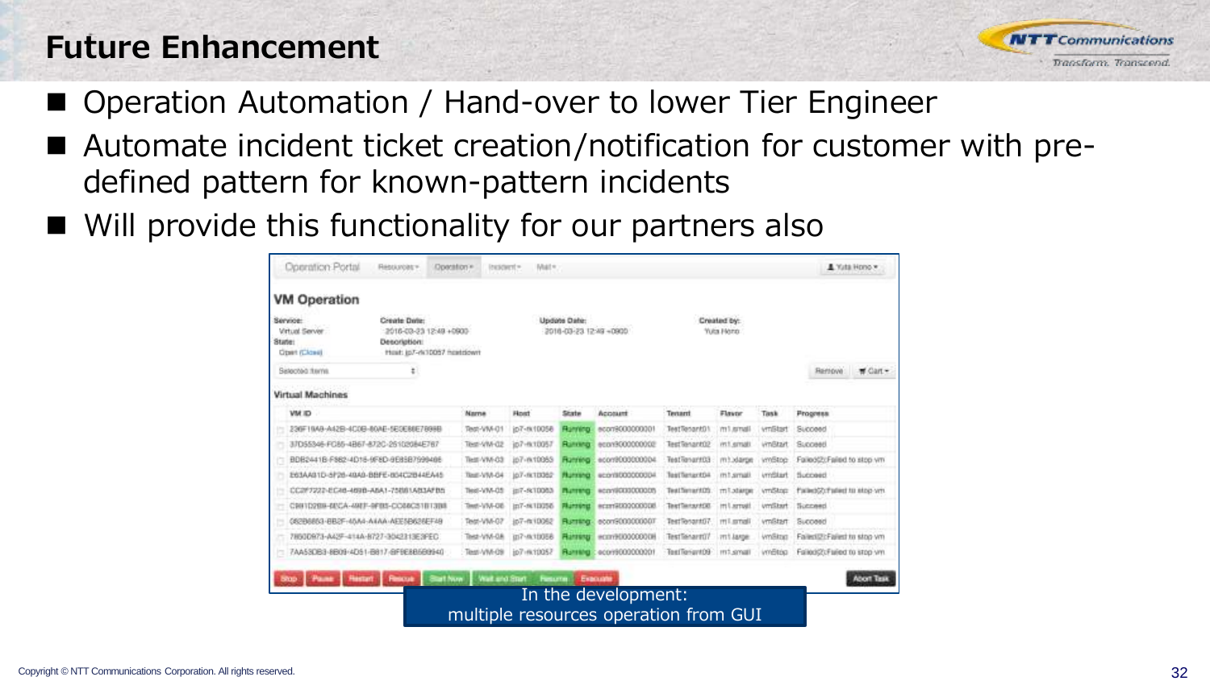# Future Enhancement

- Operation Automation / Hand-over to lower Tier Engineer
- Automate incident ticket creation/notification for customer with pre-defined pattern for known-pattern incidents
- Will provide this functionality for our partners also

Operation Portal | Resources ▾ | Operation ▾ | Incident ▾ | Mail ▾ | Yuta Hono ▾

## VM Operation

**Service:** Virtual Server
**State:** Open (Close)
**Create Date:** 2016-03-23 12:49 +0900
**Description:** Host: jp7-rk10057 hostdown
**Update Date:** 2016-03-23 12:49 +0900
**Created by:** Yuta Hono

Selected Items | Remove | Cart ▾

### Virtual Machines

| | VM ID | Name | Host | State | Account | Tenant | Flavor | Task | Progress |
|---|---|---|---|---|---|---|---|---|---|
| | 236F19A9-A42B-4C0B-80AE-5E0E88E7899B | Test-VM-01 | jp7-rk10056 | Running | econ9000000001 | TestTenant01 | m1.small | vmStart | Succeed |
| | 37D55346-FC65-4B67-872C-25102084E787 | Test-VM-02 | jp7-rk10057 | Running | econ9000000002 | TestTenant02 | m1.small | vmStart | Succeed |
| | BDB2441B-F882-4D16-9F6D-9E85B7599486 | Test-VM-03 | jp7-rk10053 | Running | econ9000000004 | TestTenant03 | m1.xlarge | vmStop | Failed(2):Failed to stop vm |
| | E63AA81D-5F26-49A0-BBFE-804C2B44EA45 | Test-VM-04 | jp7-rk10062 | Running | econ9000000004 | TestTenant04 | m1.small | vmStart | Succeed |
| | CC2F7222-EC48-4698-A8A1-75B61AB3AFB5 | Test-VM-05 | jp7-rk10063 | Running | econ9000000005 | TestTenant05 | m1.xlarge | vmStop | Failed(2):Failed to stop vm |
| | C8817D2B9-8ECA-49EF-9F85-CC68C81B1398 | Test-VM-06 | jp7-rk10056 | Running | econ9000000006 | TestTenant06 | m1.small | vmStart | Succeed |
| | 082B6853-BB2F-45A4-A4AA-AEE5B626EF49 | Test-VM-07 | jp7-rk10062 | Running | econ9000000007 | TestTenant07 | m1.small | vmStart | Succeed |
| | 7850D973-A42F-414A-8727-3042313E3FEC | Test-VM-08 | jp7-rk10056 | Running | econ9000000008 | TestTenant07 | m1.large | vmStop | Failed(2):Failed to stop vm |
| | 7AA53DB3-8B09-4D51-B817-BF9E8B589940 | Test-VM-09 | jp7-rk10057 | Running | econ9000000001 | TestTenant09 | m1.small | vmStop | Failed(2):Failed to stop vm |

Stop | Pause | Restart | Rescue | Start Now | Wait and Start | Resume | Evacuate | Abort Task

In the development:
multiple resources operation from GUI

Copyright © NTT Communications Corporation. All rights reserved.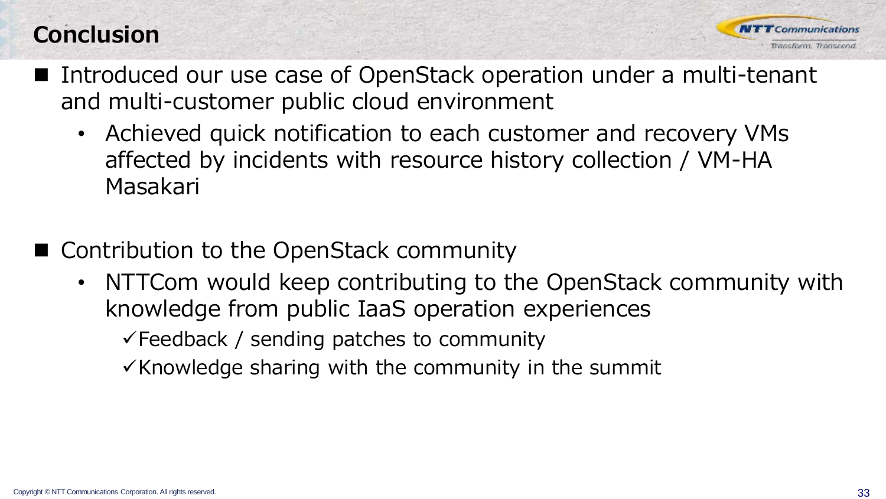# Conclusion

- Introduced our use case of OpenStack operation under a multi-tenant and multi-customer public cloud environment
  - Achieved quick notification to each customer and recovery VMs affected by incidents with resource history collection / VM-HA Masakari

- Contribution to the OpenStack community
  - NTTCom would keep contributing to the OpenStack community with knowledge from public IaaS operation experiences
    - ✓Feedback / sending patches to community
    - ✓Knowledge sharing with the community in the summit